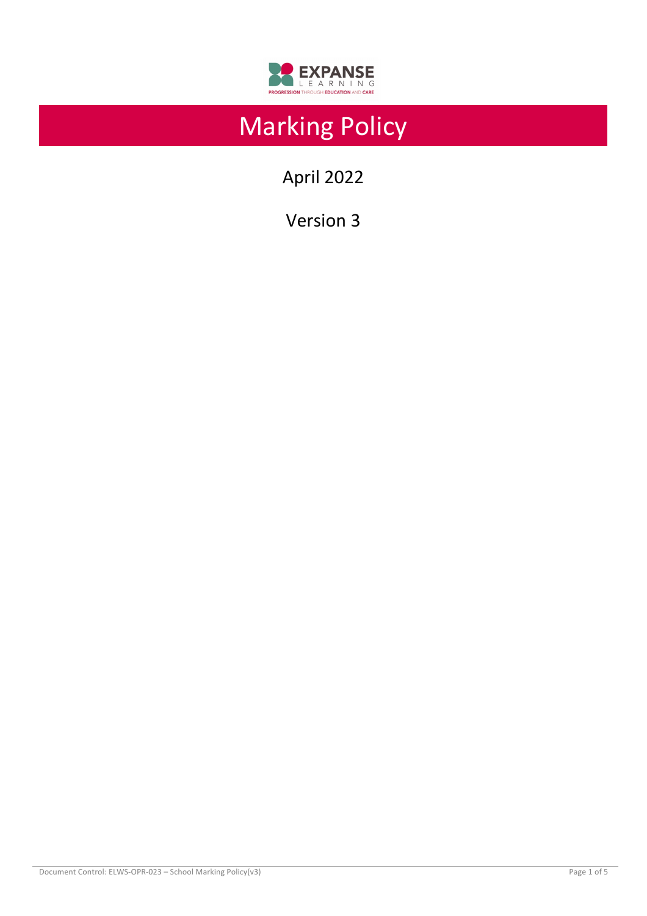EXPANSE LEARNING

PROGRESSION THROUGH EDUCATION AND CARE

# Marking Policy

April 2022

Version 3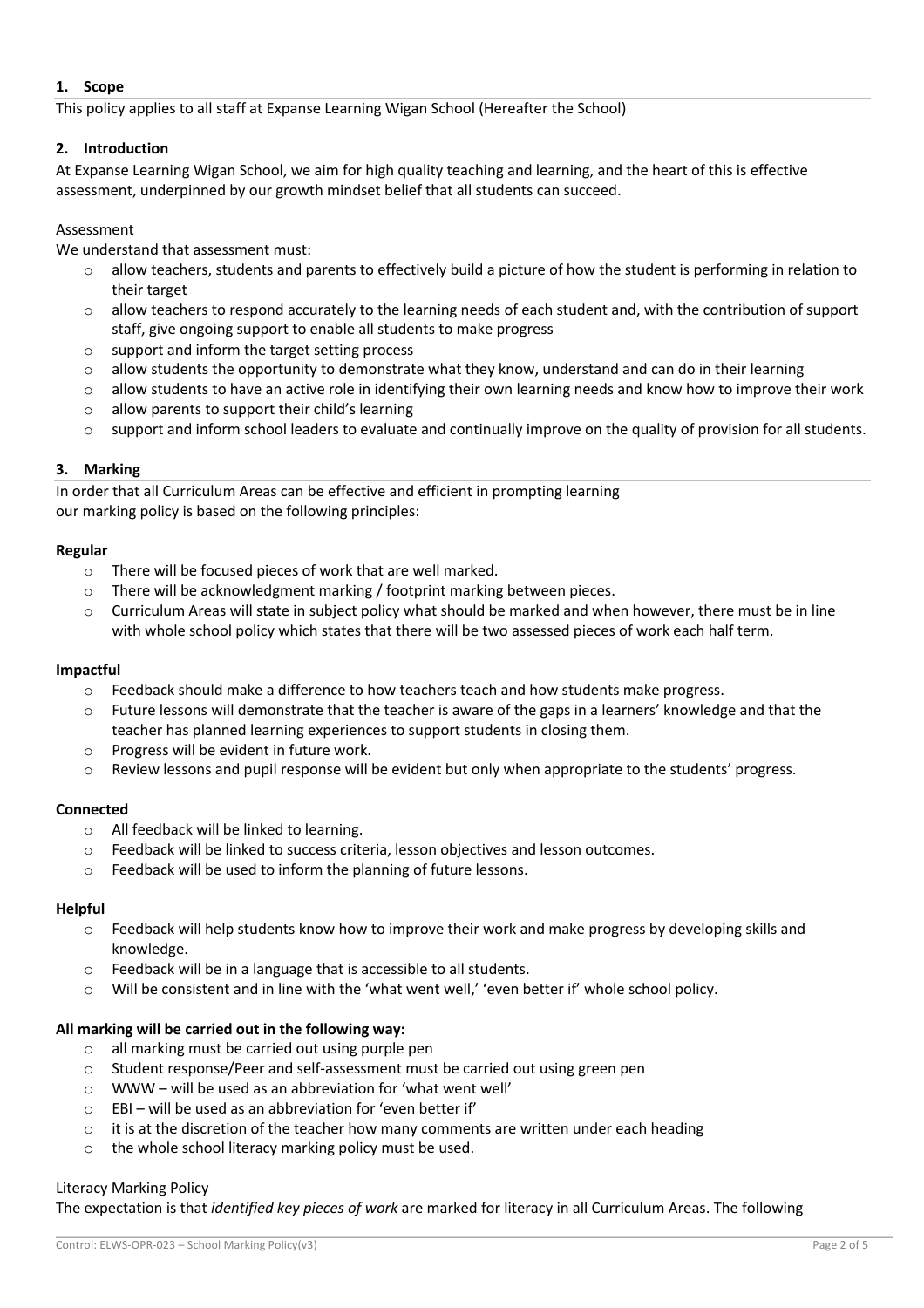## 1. Scope

This policy applies to all staff at Expanse Learning Wigan School (Hereafter the School)

## 2. Introduction

At Expanse Learning Wigan School, we aim for high quality teaching and learning, and the heart of this is effective assessment, underpinned by our growth mindset belief that all students can succeed.

Assessment

We understand that assessment must:

- allow teachers, students and parents to effectively build a picture of how the student is performing in relation to their target
- allow teachers to respond accurately to the learning needs of each student and, with the contribution of support staff, give ongoing support to enable all students to make progress
- support and inform the target setting process
- allow students the opportunity to demonstrate what they know, understand and can do in their learning
- allow students to have an active role in identifying their own learning needs and know how to improve their work
- allow parents to support their child's learning
- support and inform school leaders to evaluate and continually improve on the quality of provision for all students.

## 3. Marking

In order that all Curriculum Areas can be effective and efficient in prompting learning
our marking policy is based on the following principles:

**Regular**

- There will be focused pieces of work that are well marked.
- There will be acknowledgment marking / footprint marking between pieces.
- Curriculum Areas will state in subject policy what should be marked and when however, there must be in line with whole school policy which states that there will be two assessed pieces of work each half term.

**Impactful**

- Feedback should make a difference to how teachers teach and how students make progress.
- Future lessons will demonstrate that the teacher is aware of the gaps in a learners' knowledge and that the teacher has planned learning experiences to support students in closing them.
- Progress will be evident in future work.
- Review lessons and pupil response will be evident but only when appropriate to the students' progress.

**Connected**

- All feedback will be linked to learning.
- Feedback will be linked to success criteria, lesson objectives and lesson outcomes.
- Feedback will be used to inform the planning of future lessons.

**Helpful**

- Feedback will help students know how to improve their work and make progress by developing skills and knowledge.
- Feedback will be in a language that is accessible to all students.
- Will be consistent and in line with the 'what went well,' 'even better if' whole school policy.

**All marking will be carried out in the following way:**

- all marking must be carried out using purple pen
- Student response/Peer and self-assessment must be carried out using green pen
- WWW – will be used as an abbreviation for 'what went well'
- EBI – will be used as an abbreviation for 'even better if'
- it is at the discretion of the teacher how many comments are written under each heading
- the whole school literacy marking policy must be used.

Literacy Marking Policy

The expectation is that *identified key pieces of work* are marked for literacy in all Curriculum Areas. The following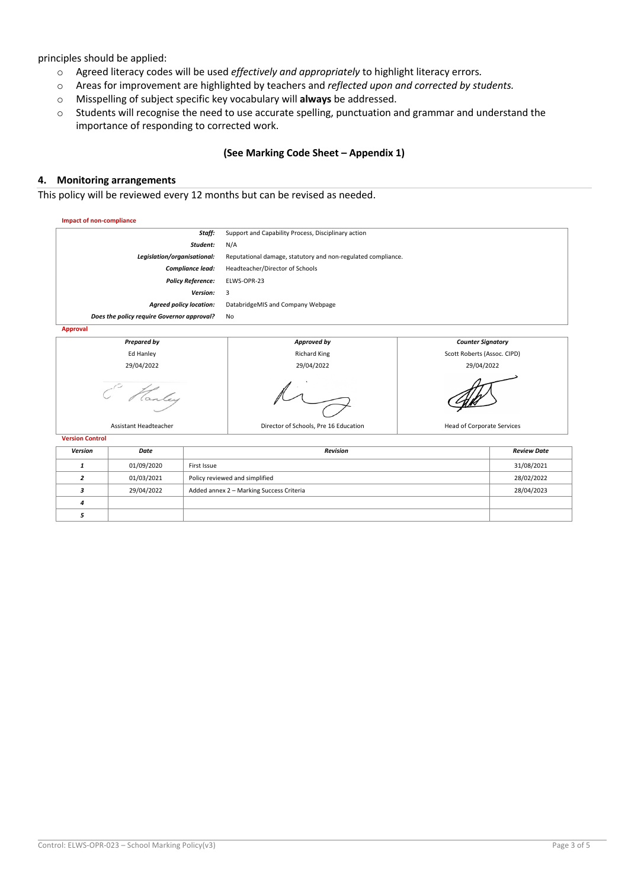principles should be applied:

- Agreed literacy codes will be used *effectively and appropriately* to highlight literacy errors.
- Areas for improvement are highlighted by teachers and *reflected upon and corrected by students.*
- Misspelling of subject specific key vocabulary will **always** be addressed.
- Students will recognise the need to use accurate spelling, punctuation and grammar and understand the importance of responding to corrected work.

**(See Marking Code Sheet – Appendix 1)**

## 4. Monitoring arrangements

This policy will be reviewed every 12 months but can be revised as needed.

**Impact of non-compliance**

| | |
|---|---|
| ***Staff:*** | Support and Capability Process, Disciplinary action |
| ***Student:*** | N/A |
| ***Legislation/organisational:*** | Reputational damage, statutory and non-regulated compliance. |
| ***Compliance lead:*** | Headteacher/Director of Schools |
| ***Policy Reference:*** | ELWS-OPR-23 |
| ***Version:*** | 3 |
| ***Agreed policy location:*** | DatabridgeMIS and Company Webpage |
| ***Does the policy require Governor approval?*** | No |

**Approval**

| *Prepared by* | *Approved by* | *Counter Signatory* |
|---|---|---|
| Ed Hanley | Richard King | Scott Roberts (Assoc. CIPD) |
| 29/04/2022 | 29/04/2022 | 29/04/2022 |
| Assistant Headteacher | Director of Schools, Pre 16 Education | Head of Corporate Services |

**Version Control**

| *Version* | *Date* | *Revision* | *Review Date* |
|---|---|---|---|
| *1* | 01/09/2020 | First Issue | 31/08/2021 |
| *2* | 01/03/2021 | Policy reviewed and simplified | 28/02/2022 |
| *3* | 29/04/2022 | Added annex 2 – Marking Success Criteria | 28/04/2023 |
| *4* | | | |
| *5* | | | |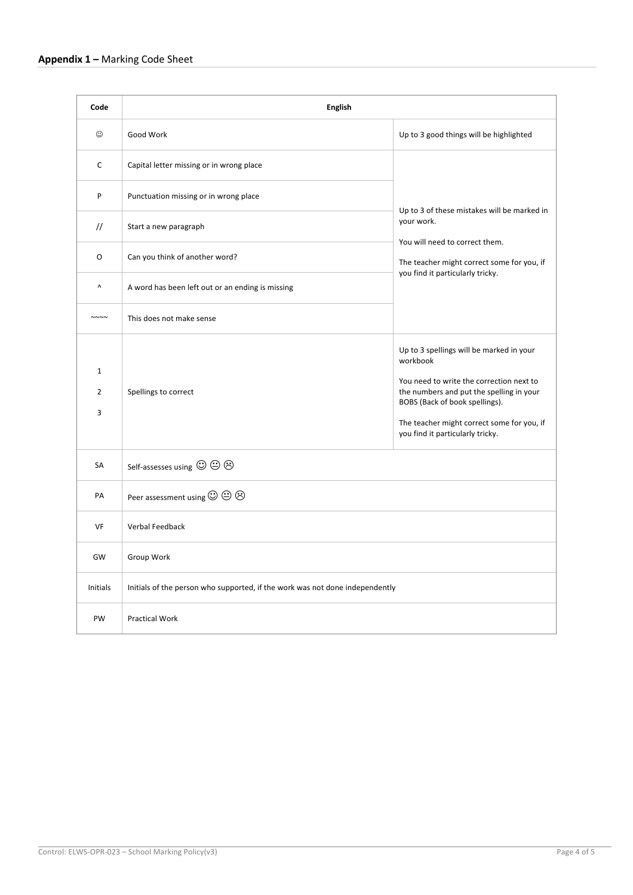## **Appendix 1 –** Marking Code Sheet

| Code | English | |
|---|---|---|
| ☺ | Good Work | Up to 3 good things will be highlighted |
| C | Capital letter missing or in wrong place | Up to 3 of these mistakes will be marked in your work.<br><br>You will need to correct them.<br><br>The teacher might correct some for you, if you find it particularly tricky. |
| P | Punctuation missing or in wrong place | |
| // | Start a new paragraph | |
| O | Can you think of another word? | |
| ^ | A word has been left out or an ending is missing | |
| ~~~~ | This does not make sense | |
| 1<br>2<br>3 | Spellings to correct | Up to 3 spellings will be marked in your workbook<br><br>You need to write the correction next to the numbers and put the spelling in your BOBS (Back of book spellings).<br><br>The teacher might correct some for you, if you find it particularly tricky. |
| SA | Self-assesses using ☺ 😐 ☹ | |
| PA | Peer assessment using ☺ 😐 ☹ | |
| VF | Verbal Feedback | |
| GW | Group Work | |
| Initials | Initials of the person who supported, if the work was not done independently | |
| PW | Practical Work | |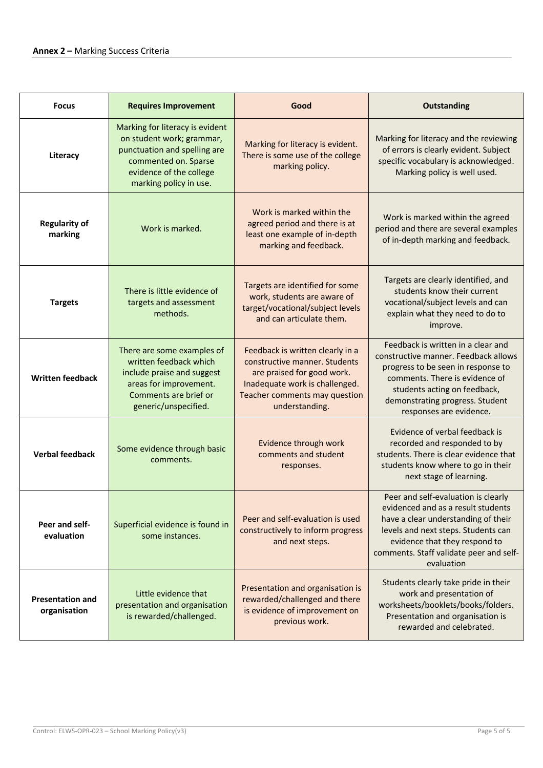**Annex 2 –** Marking Success Criteria

| Focus | Requires Improvement | Good | Outstanding |
|---|---|---|---|
| **Literacy** | Marking for literacy is evident on student work; grammar, punctuation and spelling are commented on. Sparse evidence of the college marking policy in use. | Marking for literacy is evident. There is some use of the college marking policy. | Marking for literacy and the reviewing of errors is clearly evident. Subject specific vocabulary is acknowledged. Marking policy is well used. |
| **Regularity of marking** | Work is marked. | Work is marked within the agreed period and there is at least one example of in-depth marking and feedback. | Work is marked within the agreed period and there are several examples of in-depth marking and feedback. |
| **Targets** | There is little evidence of targets and assessment methods. | Targets are identified for some work, students are aware of target/vocational/subject levels and can articulate them. | Targets are clearly identified, and students know their current vocational/subject levels and can explain what they need to do to improve. |
| **Written feedback** | There are some examples of written feedback which include praise and suggest areas for improvement. Comments are brief or generic/unspecified. | Feedback is written clearly in a constructive manner. Students are praised for good work. Inadequate work is challenged. Teacher comments may question understanding. | Feedback is written in a clear and constructive manner. Feedback allows progress to be seen in response to comments. There is evidence of students acting on feedback, demonstrating progress. Student responses are evidence. |
| **Verbal feedback** | Some evidence through basic comments. | Evidence through work comments and student responses. | Evidence of verbal feedback is recorded and responded to by students. There is clear evidence that students know where to go in their next stage of learning. |
| **Peer and self-evaluation** | Superficial evidence is found in some instances. | Peer and self-evaluation is used constructively to inform progress and next steps. | Peer and self-evaluation is clearly evidenced and as a result students have a clear understanding of their levels and next steps. Students can evidence that they respond to comments. Staff validate peer and self-evaluation |
| **Presentation and organisation** | Little evidence that presentation and organisation is rewarded/challenged. | Presentation and organisation is rewarded/challenged and there is evidence of improvement on previous work. | Students clearly take pride in their work and presentation of worksheets/booklets/books/folders. Presentation and organisation is rewarded and celebrated. |